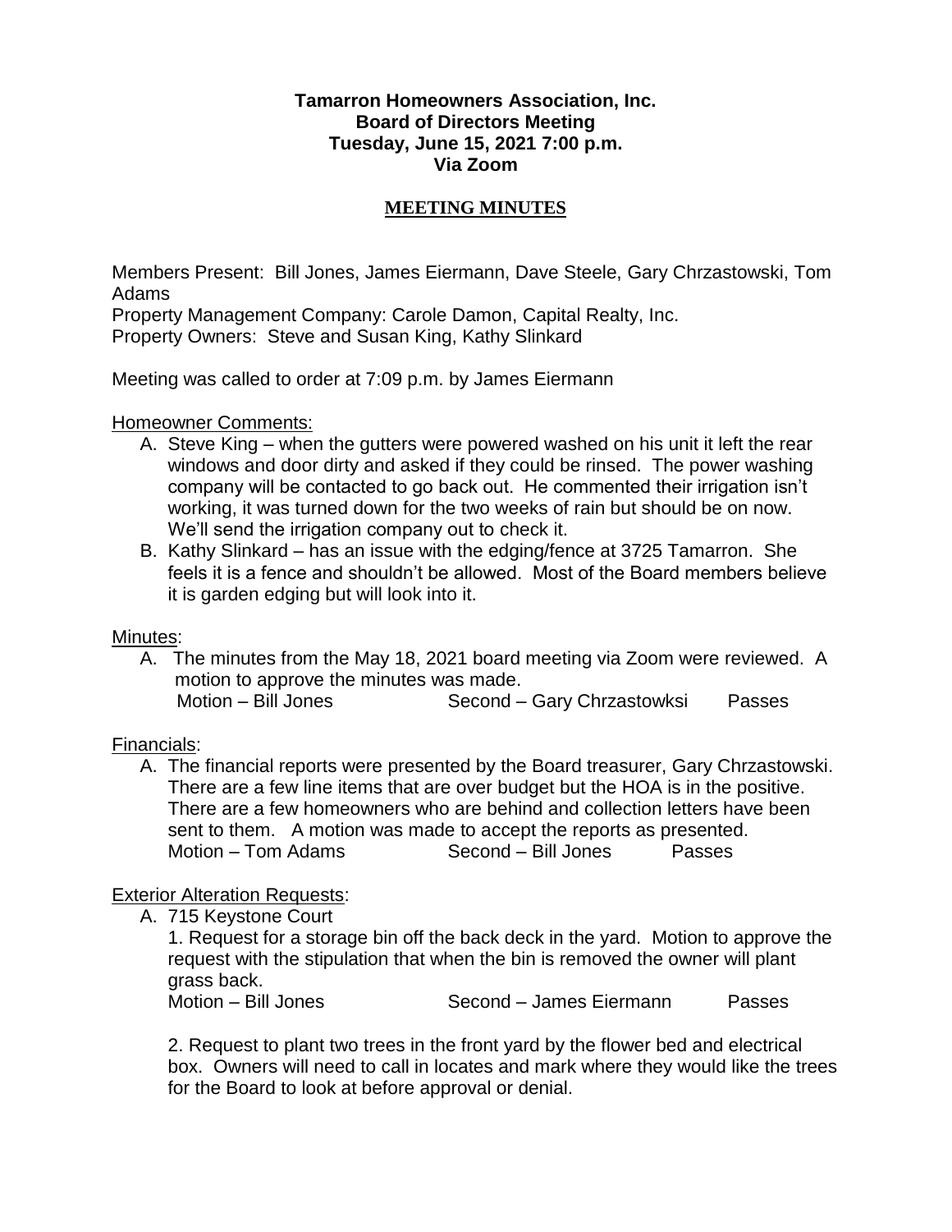**Tamarron Homeowners Association, Inc.**
**Board of Directors Meeting**
**Tuesday, June 15, 2021 7:00 p.m.**
**Via Zoom**

## MEETING MINUTES

Members Present: Bill Jones, James Eiermann, Dave Steele, Gary Chrzastowski, Tom Adams
Property Management Company: Carole Damon, Capital Realty, Inc.
Property Owners: Steve and Susan King, Kathy Slinkard

Meeting was called to order at 7:09 p.m. by James Eiermann

Homeowner Comments:

A. Steve King – when the gutters were powered washed on his unit it left the rear windows and door dirty and asked if they could be rinsed. The power washing company will be contacted to go back out. He commented their irrigation isn't working, it was turned down for the two weeks of rain but should be on now. We'll send the irrigation company out to check it.
B. Kathy Slinkard – has an issue with the edging/fence at 3725 Tamarron. She feels it is a fence and shouldn't be allowed. Most of the Board members believe it is garden edging but will look into it.

Minutes:

A. The minutes from the May 18, 2021 board meeting via Zoom were reviewed. A motion to approve the minutes was made.
Motion – Bill Jones Second – Gary Chrzastowksi Passes

Financials:

A. The financial reports were presented by the Board treasurer, Gary Chrzastowski. There are a few line items that are over budget but the HOA is in the positive. There are a few homeowners who are behind and collection letters have been sent to them. A motion was made to accept the reports as presented.
Motion – Tom Adams Second – Bill Jones Passes

Exterior Alteration Requests:

A. 715 Keystone Court

1. Request for a storage bin off the back deck in the yard. Motion to approve the request with the stipulation that when the bin is removed the owner will plant grass back.
Motion – Bill Jones Second – James Eiermann Passes

2. Request to plant two trees in the front yard by the flower bed and electrical box. Owners will need to call in locates and mark where they would like the trees for the Board to look at before approval or denial.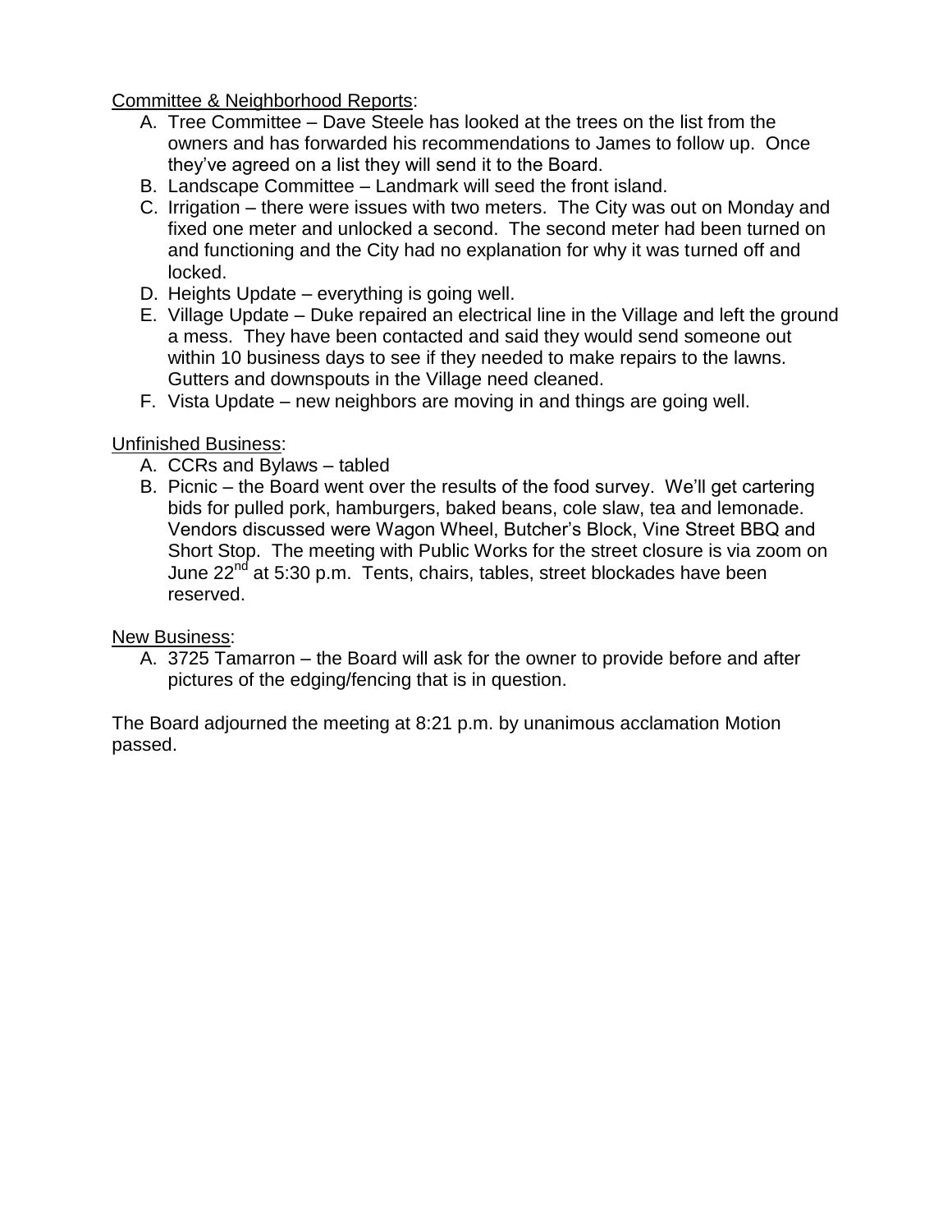Committee & Neighborhood Reports:

A. Tree Committee – Dave Steele has looked at the trees on the list from the owners and has forwarded his recommendations to James to follow up. Once they've agreed on a list they will send it to the Board.
B. Landscape Committee – Landmark will seed the front island.
C. Irrigation – there were issues with two meters. The City was out on Monday and fixed one meter and unlocked a second. The second meter had been turned on and functioning and the City had no explanation for why it was turned off and locked.
D. Heights Update – everything is going well.
E. Village Update – Duke repaired an electrical line in the Village and left the ground a mess. They have been contacted and said they would send someone out within 10 business days to see if they needed to make repairs to the lawns. Gutters and downspouts in the Village need cleaned.
F. Vista Update – new neighbors are moving in and things are going well.

Unfinished Business:

A. CCRs and Bylaws – tabled
B. Picnic – the Board went over the results of the food survey. We'll get cartering bids for pulled pork, hamburgers, baked beans, cole slaw, tea and lemonade. Vendors discussed were Wagon Wheel, Butcher's Block, Vine Street BBQ and Short Stop. The meeting with Public Works for the street closure is via zoom on June 22nd at 5:30 p.m. Tents, chairs, tables, street blockades have been reserved.

New Business:

A. 3725 Tamarron – the Board will ask for the owner to provide before and after pictures of the edging/fencing that is in question.

The Board adjourned the meeting at 8:21 p.m. by unanimous acclamation Motion passed.